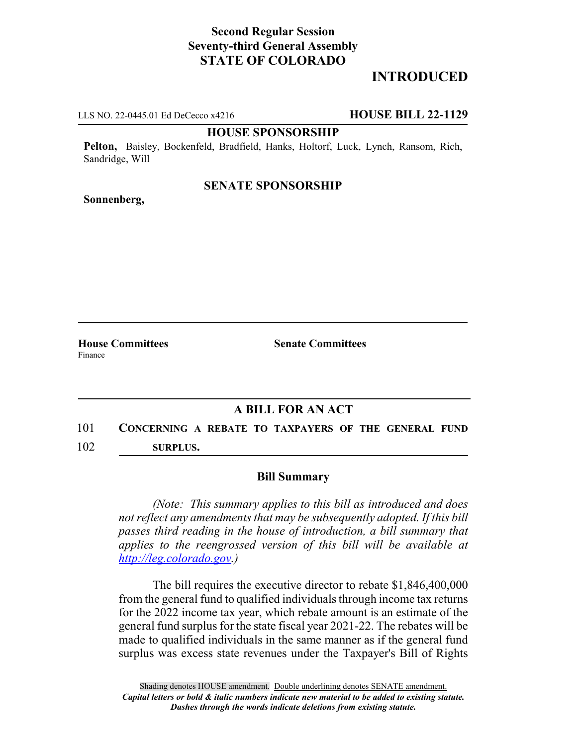**Second Regular Session**
**Seventy-third General Assembly**
**STATE OF COLORADO**

**INTRODUCED**

LLS NO. 22-0445.01 Ed DeCecco x4216 **HOUSE BILL 22-1129**

**HOUSE SPONSORSHIP**

**Pelton,** Baisley, Bockenfeld, Bradfield, Hanks, Holtorf, Luck, Lynch, Ransom, Rich, Sandridge, Will

**SENATE SPONSORSHIP**

**Sonnenberg,**

**House Committees**
Finance

**Senate Committees**

## A BILL FOR AN ACT

101 **CONCERNING A REBATE TO TAXPAYERS OF THE GENERAL FUND**
102 **SURPLUS.**

### Bill Summary

*(Note: This summary applies to this bill as introduced and does not reflect any amendments that may be subsequently adopted. If this bill passes third reading in the house of introduction, a bill summary that applies to the reengrossed version of this bill will be available at http://leg.colorado.gov.)*

The bill requires the executive director to rebate $1,846,400,000 from the general fund to qualified individuals through income tax returns for the 2022 income tax year, which rebate amount is an estimate of the general fund surplus for the state fiscal year 2021-22. The rebates will be made to qualified individuals in the same manner as if the general fund surplus was excess state revenues under the Taxpayer's Bill of Rights

Shading denotes HOUSE amendment. Double underlining denotes SENATE amendment.
*Capital letters or bold & italic numbers indicate new material to be added to existing statute.*
*Dashes through the words indicate deletions from existing statute.*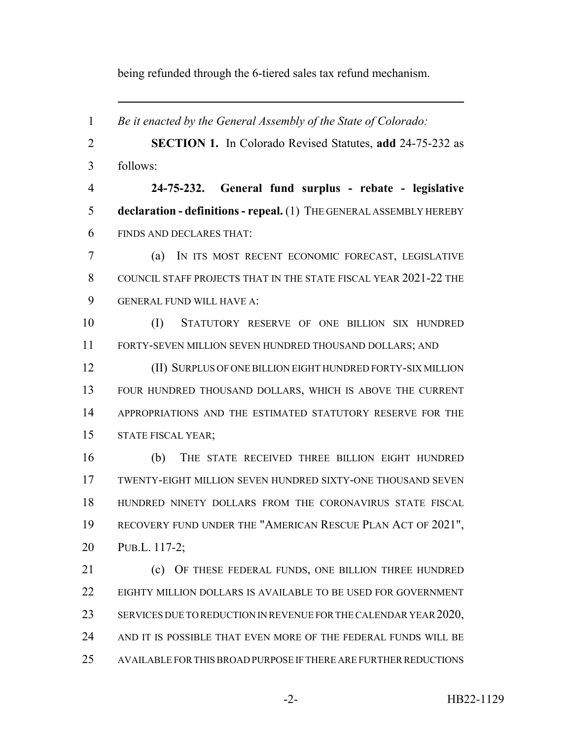being refunded through the 6-tiered sales tax refund mechanism.

---

*Be it enacted by the General Assembly of the State of Colorado:*

**SECTION 1.** In Colorado Revised Statutes, **add** 24-75-232 as follows:

**24-75-232. General fund surplus - rebate - legislative declaration - definitions - repeal.** (1) THE GENERAL ASSEMBLY HEREBY FINDS AND DECLARES THAT:

(a) IN ITS MOST RECENT ECONOMIC FORECAST, LEGISLATIVE COUNCIL STAFF PROJECTS THAT IN THE STATE FISCAL YEAR 2021-22 THE GENERAL FUND WILL HAVE A:

(I) STATUTORY RESERVE OF ONE BILLION SIX HUNDRED FORTY-SEVEN MILLION SEVEN HUNDRED THOUSAND DOLLARS; AND

(II) SURPLUS OF ONE BILLION EIGHT HUNDRED FORTY-SIX MILLION FOUR HUNDRED THOUSAND DOLLARS, WHICH IS ABOVE THE CURRENT APPROPRIATIONS AND THE ESTIMATED STATUTORY RESERVE FOR THE STATE FISCAL YEAR;

(b) THE STATE RECEIVED THREE BILLION EIGHT HUNDRED TWENTY-EIGHT MILLION SEVEN HUNDRED SIXTY-ONE THOUSAND SEVEN HUNDRED NINETY DOLLARS FROM THE CORONAVIRUS STATE FISCAL RECOVERY FUND UNDER THE "AMERICAN RESCUE PLAN ACT OF 2021", PUB.L. 117-2;

(c) OF THESE FEDERAL FUNDS, ONE BILLION THREE HUNDRED EIGHTY MILLION DOLLARS IS AVAILABLE TO BE USED FOR GOVERNMENT SERVICES DUE TO REDUCTION IN REVENUE FOR THE CALENDAR YEAR 2020, AND IT IS POSSIBLE THAT EVEN MORE OF THE FEDERAL FUNDS WILL BE AVAILABLE FOR THIS BROAD PURPOSE IF THERE ARE FURTHER REDUCTIONS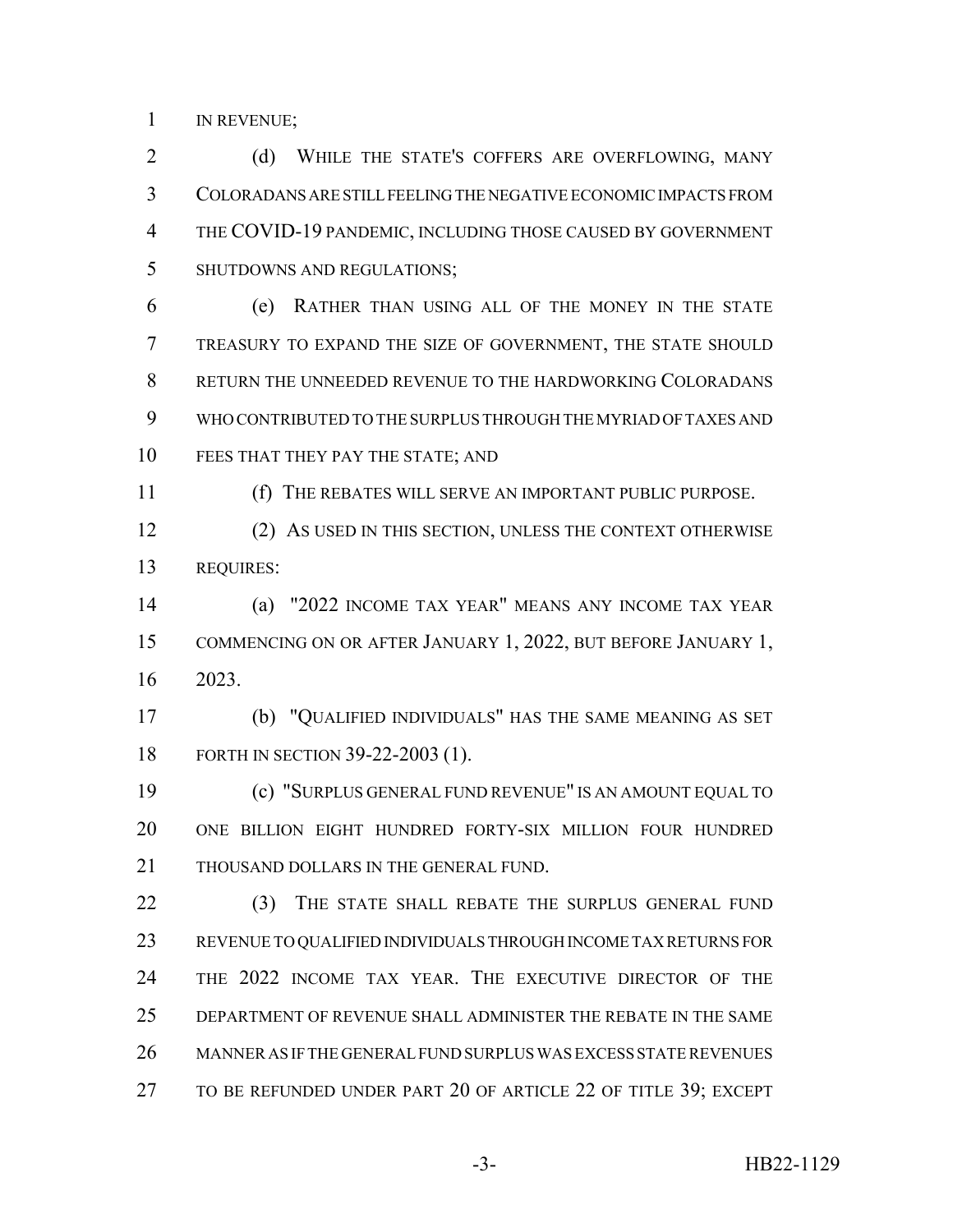IN REVENUE;

(d) WHILE THE STATE'S COFFERS ARE OVERFLOWING, MANY COLORADANS ARE STILL FEELING THE NEGATIVE ECONOMIC IMPACTS FROM THE COVID-19 PANDEMIC, INCLUDING THOSE CAUSED BY GOVERNMENT SHUTDOWNS AND REGULATIONS;

(e) RATHER THAN USING ALL OF THE MONEY IN THE STATE TREASURY TO EXPAND THE SIZE OF GOVERNMENT, THE STATE SHOULD RETURN THE UNNEEDED REVENUE TO THE HARDWORKING COLORADANS WHO CONTRIBUTED TO THE SURPLUS THROUGH THE MYRIAD OF TAXES AND FEES THAT THEY PAY THE STATE; AND

(f) THE REBATES WILL SERVE AN IMPORTANT PUBLIC PURPOSE.

(2) AS USED IN THIS SECTION, UNLESS THE CONTEXT OTHERWISE REQUIRES:

(a) "2022 INCOME TAX YEAR" MEANS ANY INCOME TAX YEAR COMMENCING ON OR AFTER JANUARY 1, 2022, BUT BEFORE JANUARY 1, 2023.

(b) "QUALIFIED INDIVIDUALS" HAS THE SAME MEANING AS SET FORTH IN SECTION 39-22-2003 (1).

(c) "SURPLUS GENERAL FUND REVENUE" IS AN AMOUNT EQUAL TO ONE BILLION EIGHT HUNDRED FORTY-SIX MILLION FOUR HUNDRED THOUSAND DOLLARS IN THE GENERAL FUND.

(3) THE STATE SHALL REBATE THE SURPLUS GENERAL FUND REVENUE TO QUALIFIED INDIVIDUALS THROUGH INCOME TAX RETURNS FOR THE 2022 INCOME TAX YEAR. THE EXECUTIVE DIRECTOR OF THE DEPARTMENT OF REVENUE SHALL ADMINISTER THE REBATE IN THE SAME MANNER AS IF THE GENERAL FUND SURPLUS WAS EXCESS STATE REVENUES TO BE REFUNDED UNDER PART 20 OF ARTICLE 22 OF TITLE 39; EXCEPT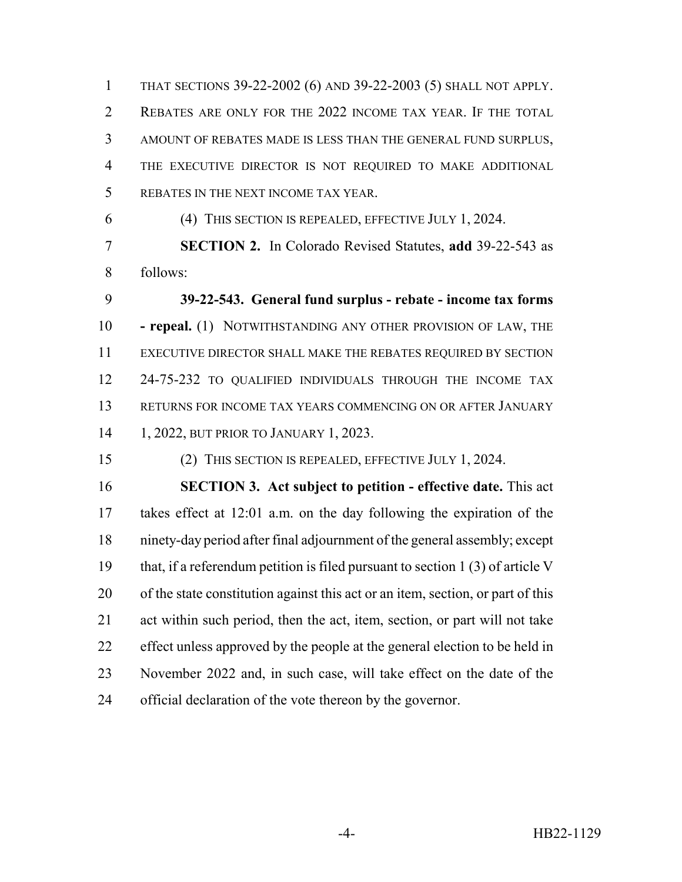THAT SECTIONS 39-22-2002 (6) AND 39-22-2003 (5) SHALL NOT APPLY. REBATES ARE ONLY FOR THE 2022 INCOME TAX YEAR. IF THE TOTAL AMOUNT OF REBATES MADE IS LESS THAN THE GENERAL FUND SURPLUS, THE EXECUTIVE DIRECTOR IS NOT REQUIRED TO MAKE ADDITIONAL REBATES IN THE NEXT INCOME TAX YEAR.

(4) THIS SECTION IS REPEALED, EFFECTIVE JULY 1, 2024.

**SECTION 2.** In Colorado Revised Statutes, **add** 39-22-543 as follows:

**39-22-543. General fund surplus - rebate - income tax forms - repeal.** (1) NOTWITHSTANDING ANY OTHER PROVISION OF LAW, THE EXECUTIVE DIRECTOR SHALL MAKE THE REBATES REQUIRED BY SECTION 24-75-232 TO QUALIFIED INDIVIDUALS THROUGH THE INCOME TAX RETURNS FOR INCOME TAX YEARS COMMENCING ON OR AFTER JANUARY 1, 2022, BUT PRIOR TO JANUARY 1, 2023.

(2) THIS SECTION IS REPEALED, EFFECTIVE JULY 1, 2024.

**SECTION 3. Act subject to petition - effective date.** This act takes effect at 12:01 a.m. on the day following the expiration of the ninety-day period after final adjournment of the general assembly; except that, if a referendum petition is filed pursuant to section 1 (3) of article V of the state constitution against this act or an item, section, or part of this act within such period, then the act, item, section, or part will not take effect unless approved by the people at the general election to be held in November 2022 and, in such case, will take effect on the date of the official declaration of the vote thereon by the governor.